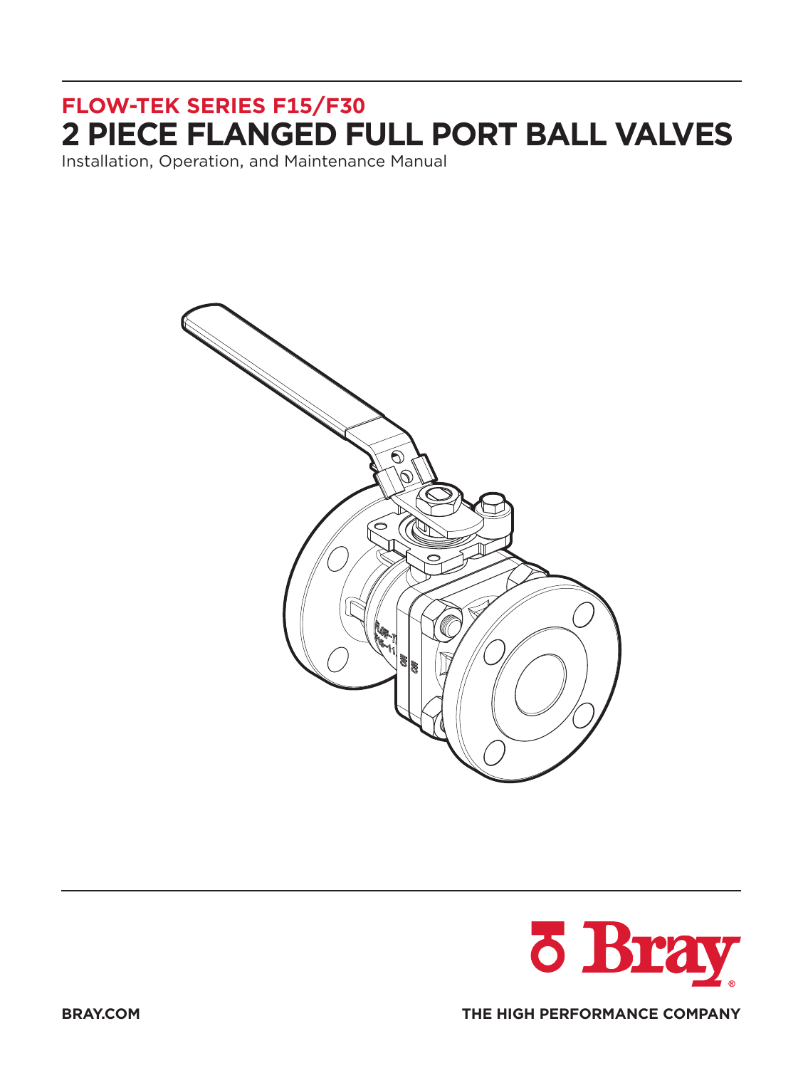**FLOW-TEK SERIES F15/F30**

# 2 PIECE FLANGED FULL PORT BALL VALVES

Installation, Operation, and Maintenance Manual

BRAY.COM

THE HIGH PERFORMANCE COMPANY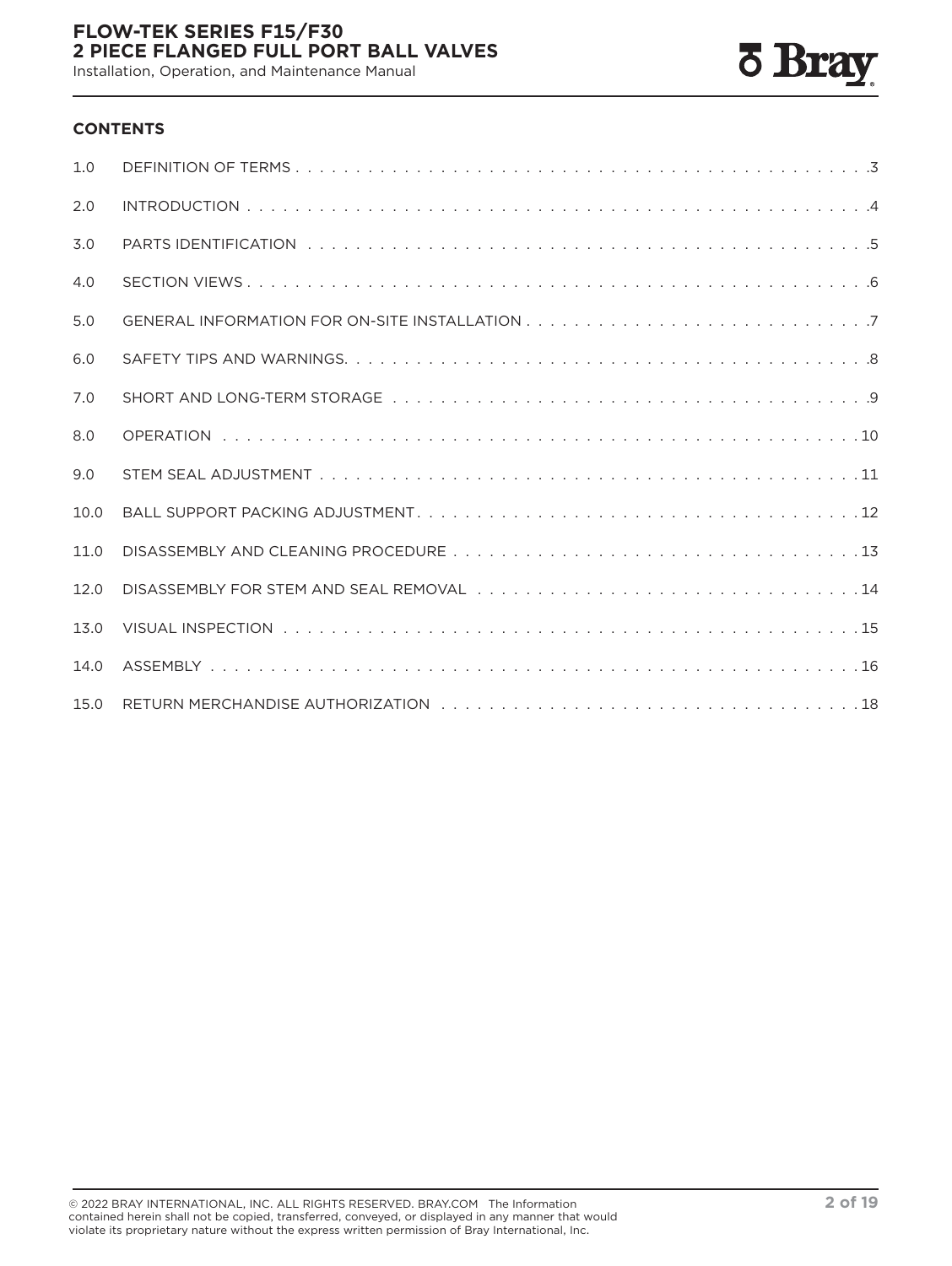## CONTENTS

| | | |
|---|---|---|
| 1.0 | DEFINITION OF TERMS | 3 |
| 2.0 | INTRODUCTION | 4 |
| 3.0 | PARTS IDENTIFICATION | 5 |
| 4.0 | SECTION VIEWS | 6 |
| 5.0 | GENERAL INFORMATION FOR ON-SITE INSTALLATION | 7 |
| 6.0 | SAFETY TIPS AND WARNINGS. | 8 |
| 7.0 | SHORT AND LONG-TERM STORAGE | 9 |
| 8.0 | OPERATION | 10 |
| 9.0 | STEM SEAL ADJUSTMENT | 11 |
| 10.0 | BALL SUPPORT PACKING ADJUSTMENT | 12 |
| 11.0 | DISASSEMBLY AND CLEANING PROCEDURE | 13 |
| 12.0 | DISASSEMBLY FOR STEM AND SEAL REMOVAL | 14 |
| 13.0 | VISUAL INSPECTION | 15 |
| 14.0 | ASSEMBLY | 16 |
| 15.0 | RETURN MERCHANDISE AUTHORIZATION | 18 |

© 2022 BRAY INTERNATIONAL, INC. ALL RIGHTS RESERVED. BRAY.COM The Information contained herein shall not be copied, transferred, conveyed, or displayed in any manner that would violate its proprietary nature without the express written permission of Bray International, Inc.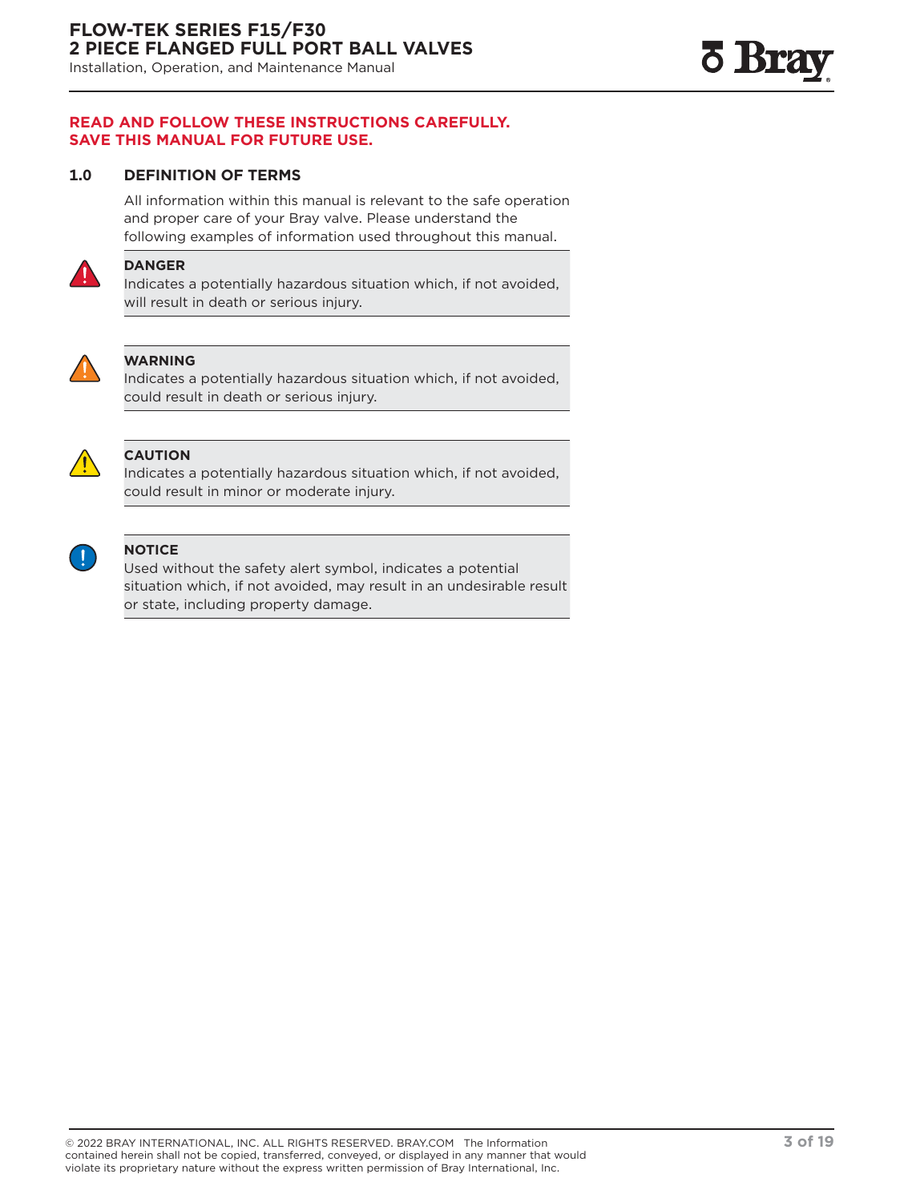**READ AND FOLLOW THESE INSTRUCTIONS CAREFULLY.**
**SAVE THIS MANUAL FOR FUTURE USE.**

## 1.0 DEFINITION OF TERMS

All information within this manual is relevant to the safe operation and proper care of your Bray valve. Please understand the following examples of information used throughout this manual.

**DANGER**
Indicates a potentially hazardous situation which, if not avoided, will result in death or serious injury.

**WARNING**
Indicates a potentially hazardous situation which, if not avoided, could result in death or serious injury.

**CAUTION**
Indicates a potentially hazardous situation which, if not avoided, could result in minor or moderate injury.

**NOTICE**
Used without the safety alert symbol, indicates a potential situation which, if not avoided, may result in an undesirable result or state, including property damage.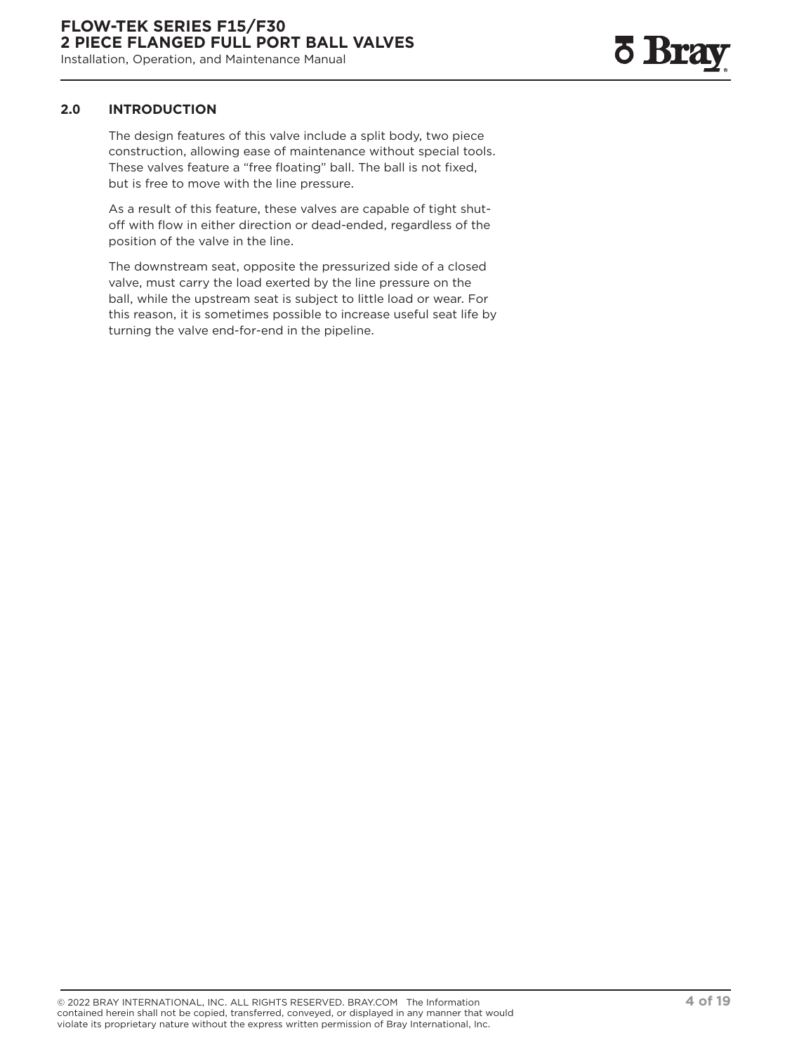## 2.0 INTRODUCTION

The design features of this valve include a split body, two piece construction, allowing ease of maintenance without special tools. These valves feature a “free floating” ball. The ball is not fixed, but is free to move with the line pressure.

As a result of this feature, these valves are capable of tight shut-off with flow in either direction or dead-ended, regardless of the position of the valve in the line.

The downstream seat, opposite the pressurized side of a closed valve, must carry the load exerted by the line pressure on the ball, while the upstream seat is subject to little load or wear. For this reason, it is sometimes possible to increase useful seat life by turning the valve end-for-end in the pipeline.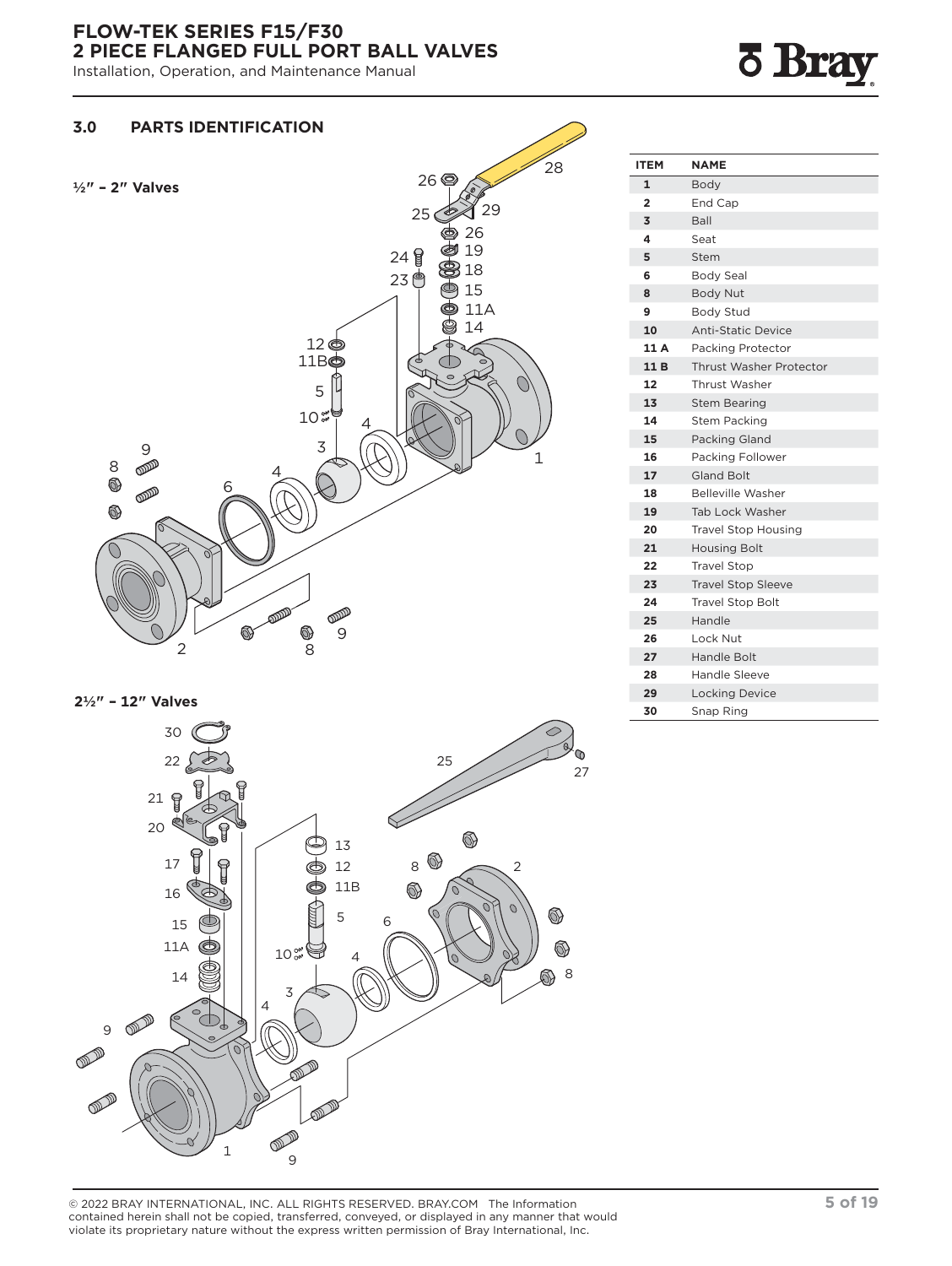## 3.0 PARTS IDENTIFICATION

**½″ – 2″ Valves**

**2½″ – 12″ Valves**

| ITEM | NAME |
|---|---|
| 1 | Body |
| 2 | End Cap |
| 3 | Ball |
| 4 | Seat |
| 5 | Stem |
| 6 | Body Seal |
| 8 | Body Nut |
| 9 | Body Stud |
| 10 | Anti-Static Device |
| 11 A | Packing Protector |
| 11 B | Thrust Washer Protector |
| 12 | Thrust Washer |
| 13 | Stem Bearing |
| 14 | Stem Packing |
| 15 | Packing Gland |
| 16 | Packing Follower |
| 17 | Gland Bolt |
| 18 | Belleville Washer |
| 19 | Tab Lock Washer |
| 20 | Travel Stop Housing |
| 21 | Housing Bolt |
| 22 | Travel Stop |
| 23 | Travel Stop Sleeve |
| 24 | Travel Stop Bolt |
| 25 | Handle |
| 26 | Lock Nut |
| 27 | Handle Bolt |
| 28 | Handle Sleeve |
| 29 | Locking Device |
| 30 | Snap Ring |

© 2022 BRAY INTERNATIONAL, INC. ALL RIGHTS RESERVED. BRAY.COM The Information contained herein shall not be copied, transferred, conveyed, or displayed in any manner that would violate its proprietary nature without the express written permission of Bray International, Inc.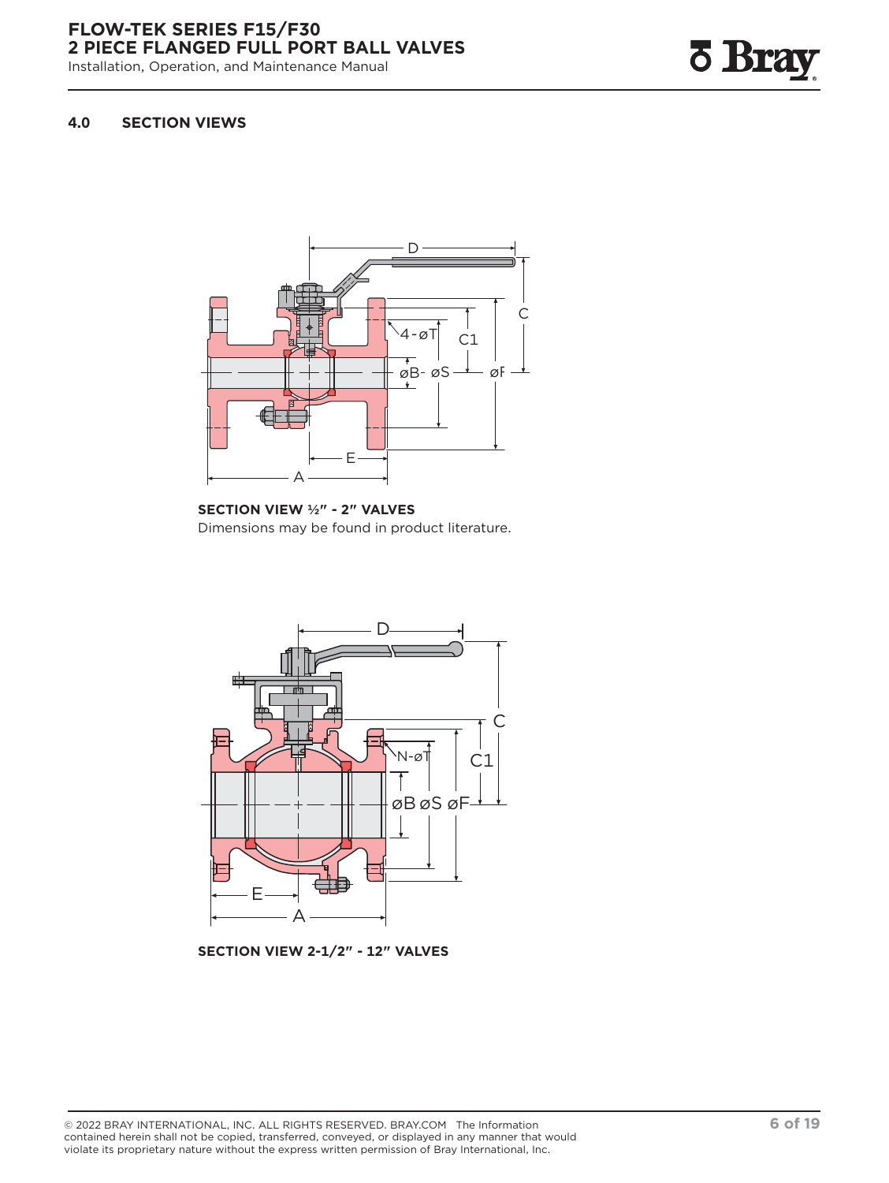## 4.0 SECTION VIEWS

**SECTION VIEW ½" - 2" VALVES**

Dimensions may be found in product literature.

**SECTION VIEW 2-1/2" - 12" VALVES**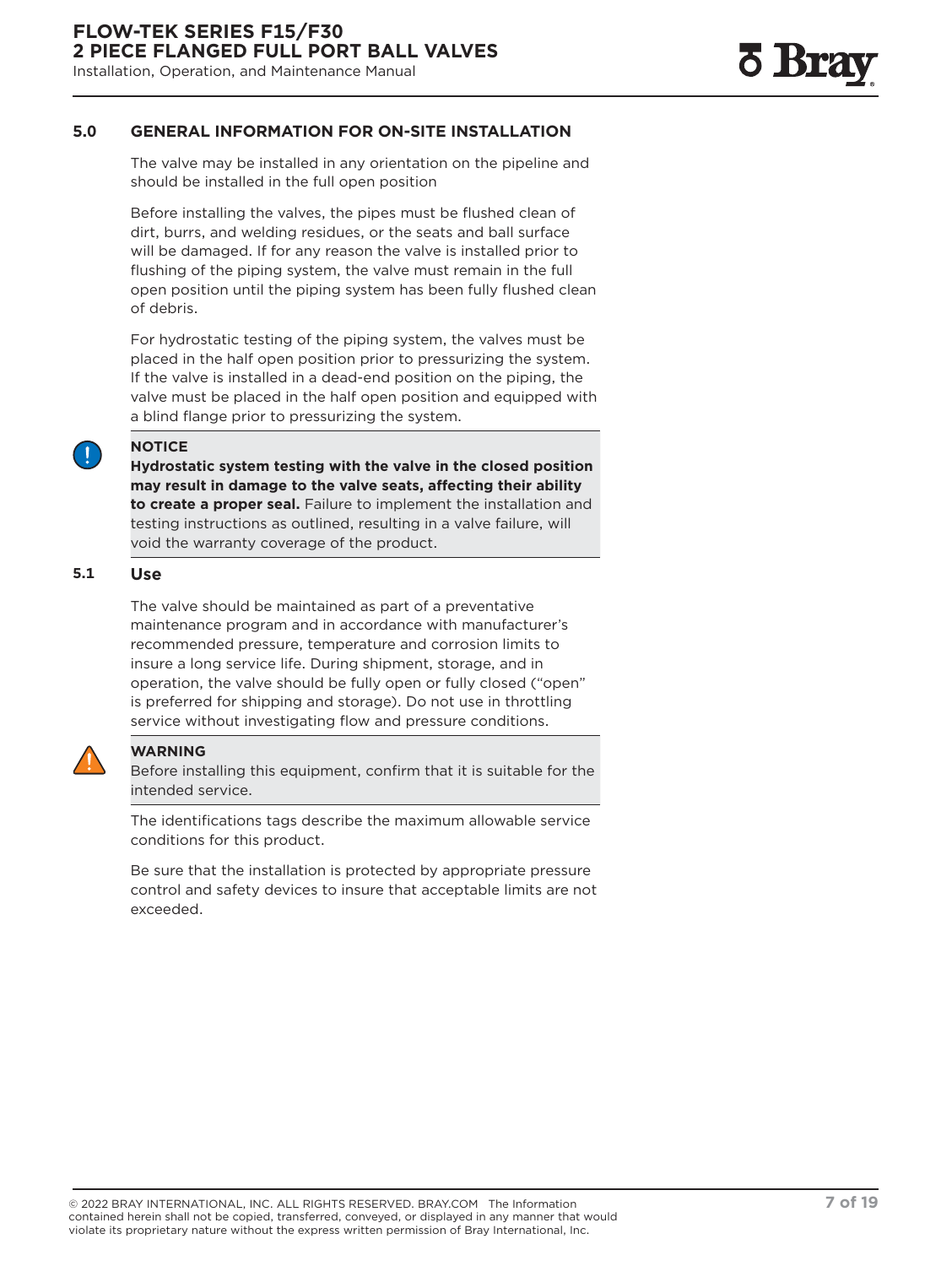## 5.0 GENERAL INFORMATION FOR ON-SITE INSTALLATION

The valve may be installed in any orientation on the pipeline and should be installed in the full open position

Before installing the valves, the pipes must be flushed clean of dirt, burrs, and welding residues, or the seats and ball surface will be damaged. If for any reason the valve is installed prior to flushing of the piping system, the valve must remain in the full open position until the piping system has been fully flushed clean of debris.

For hydrostatic testing of the piping system, the valves must be placed in the half open position prior to pressurizing the system. If the valve is installed in a dead-end position on the piping, the valve must be placed in the half open position and equipped with a blind flange prior to pressurizing the system.

**NOTICE**

**Hydrostatic system testing with the valve in the closed position may result in damage to the valve seats, affecting their ability to create a proper seal.** Failure to implement the installation and testing instructions as outlined, resulting in a valve failure, will void the warranty coverage of the product.

### 5.1 Use

The valve should be maintained as part of a preventative maintenance program and in accordance with manufacturer's recommended pressure, temperature and corrosion limits to insure a long service life. During shipment, storage, and in operation, the valve should be fully open or fully closed ("open" is preferred for shipping and storage). Do not use in throttling service without investigating flow and pressure conditions.

**WARNING**

Before installing this equipment, confirm that it is suitable for the intended service.

The identifications tags describe the maximum allowable service conditions for this product.

Be sure that the installation is protected by appropriate pressure control and safety devices to insure that acceptable limits are not exceeded.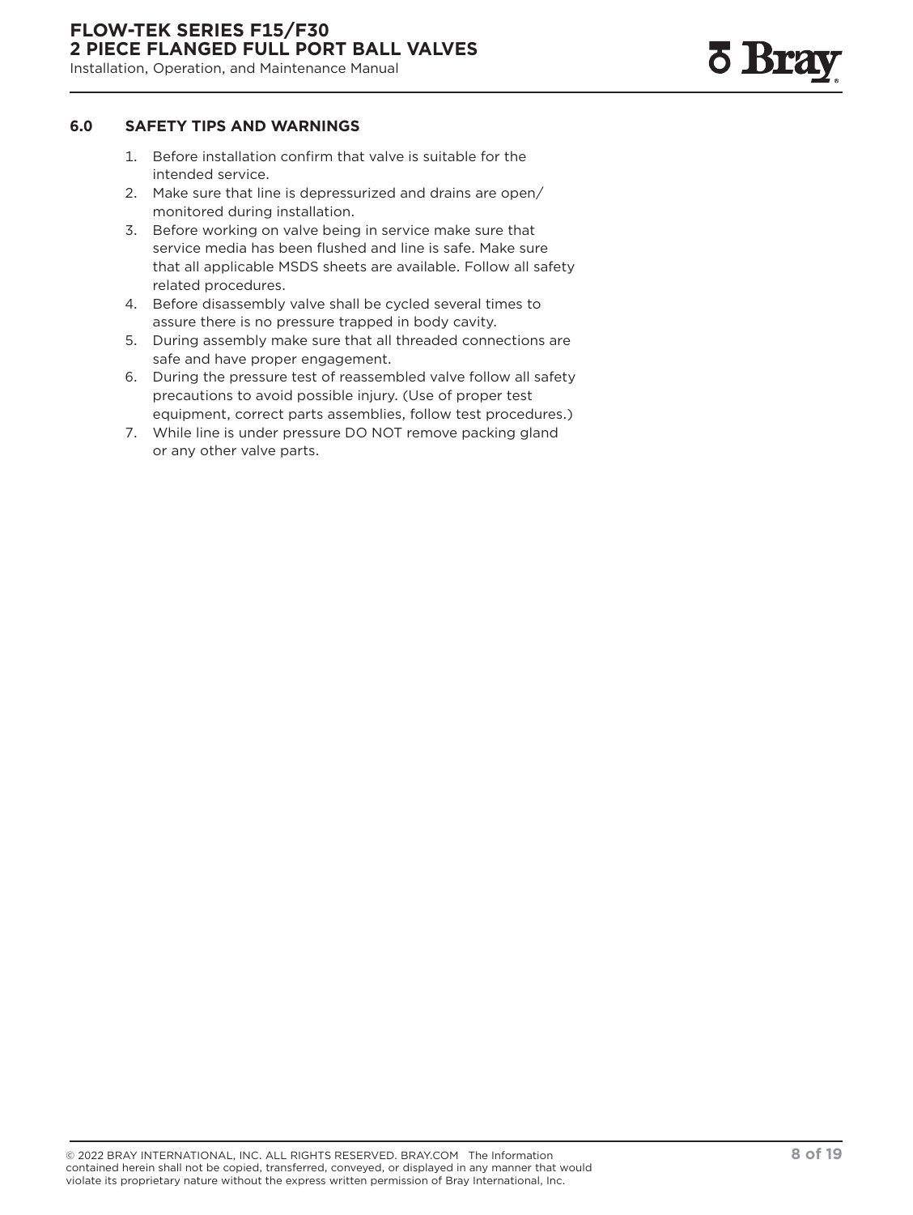## 6.0 SAFETY TIPS AND WARNINGS

1. Before installation confirm that valve is suitable for the intended service.
2. Make sure that line is depressurized and drains are open/ monitored during installation.
3. Before working on valve being in service make sure that service media has been flushed and line is safe. Make sure that all applicable MSDS sheets are available. Follow all safety related procedures.
4. Before disassembly valve shall be cycled several times to assure there is no pressure trapped in body cavity.
5. During assembly make sure that all threaded connections are safe and have proper engagement.
6. During the pressure test of reassembled valve follow all safety precautions to avoid possible injury. (Use of proper test equipment, correct parts assemblies, follow test procedures.)
7. While line is under pressure DO NOT remove packing gland or any other valve parts.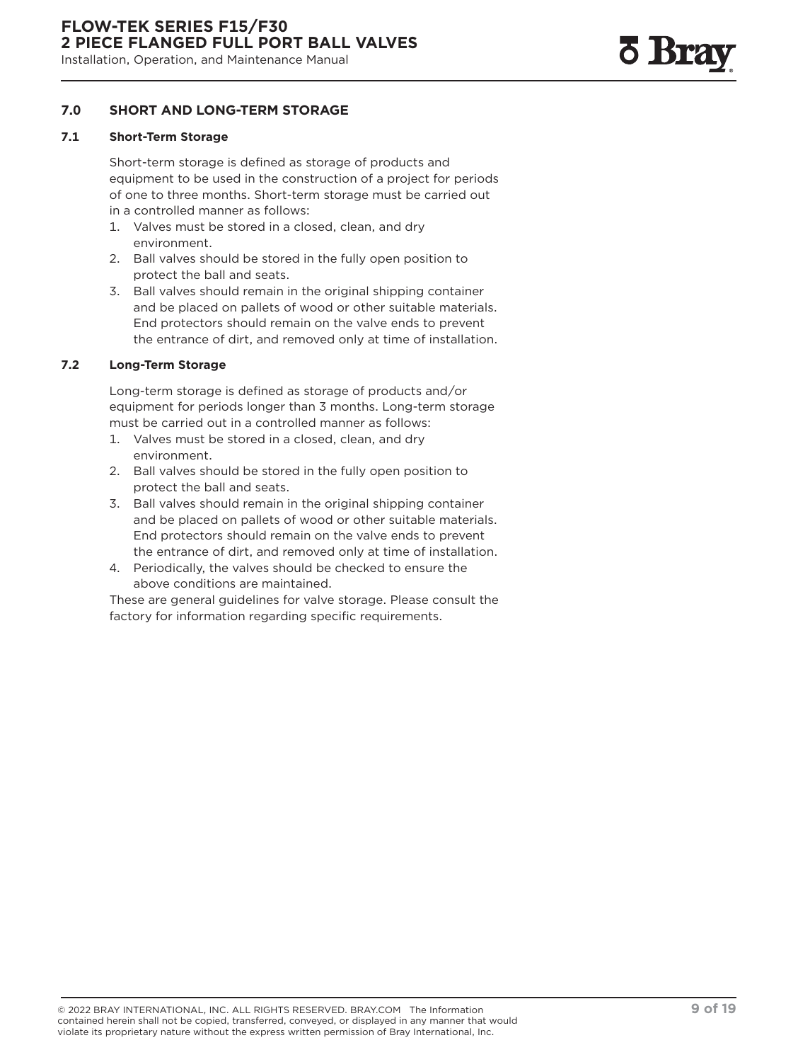## 7.0 SHORT AND LONG-TERM STORAGE

### 7.1 Short-Term Storage

Short-term storage is defined as storage of products and equipment to be used in the construction of a project for periods of one to three months. Short-term storage must be carried out in a controlled manner as follows:

1. Valves must be stored in a closed, clean, and dry environment.
2. Ball valves should be stored in the fully open position to protect the ball and seats.
3. Ball valves should remain in the original shipping container and be placed on pallets of wood or other suitable materials. End protectors should remain on the valve ends to prevent the entrance of dirt, and removed only at time of installation.

### 7.2 Long-Term Storage

Long-term storage is defined as storage of products and/or equipment for periods longer than 3 months. Long-term storage must be carried out in a controlled manner as follows:

1. Valves must be stored in a closed, clean, and dry environment.
2. Ball valves should be stored in the fully open position to protect the ball and seats.
3. Ball valves should remain in the original shipping container and be placed on pallets of wood or other suitable materials. End protectors should remain on the valve ends to prevent the entrance of dirt, and removed only at time of installation.
4. Periodically, the valves should be checked to ensure the above conditions are maintained.

These are general guidelines for valve storage. Please consult the factory for information regarding specific requirements.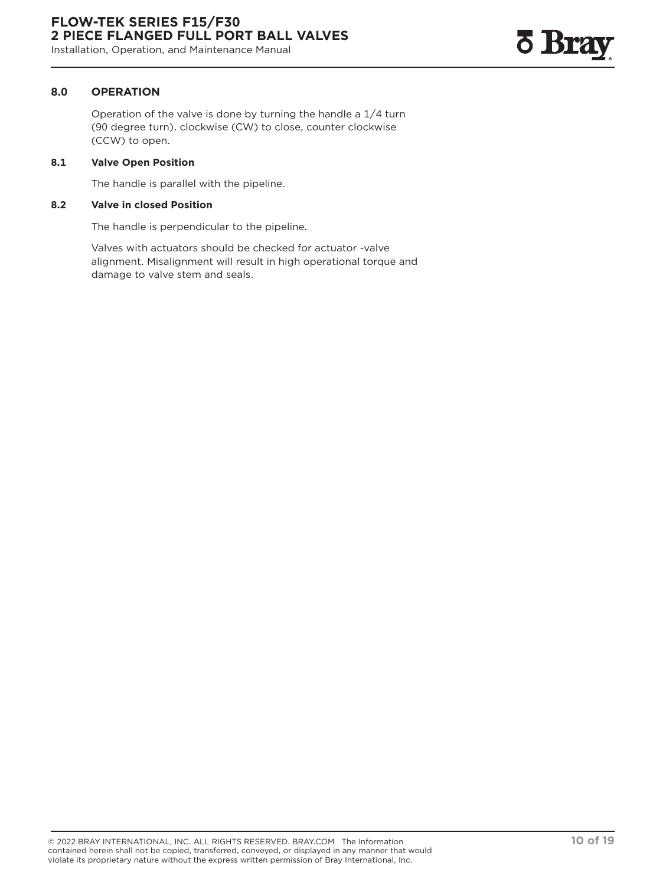## 8.0 OPERATION

Operation of the valve is done by turning the handle a 1/4 turn (90 degree turn). clockwise (CW) to close, counter clockwise (CCW) to open.

### 8.1 Valve Open Position

The handle is parallel with the pipeline.

### 8.2 Valve in closed Position

The handle is perpendicular to the pipeline.

Valves with actuators should be checked for actuator -valve alignment. Misalignment will result in high operational torque and damage to valve stem and seals.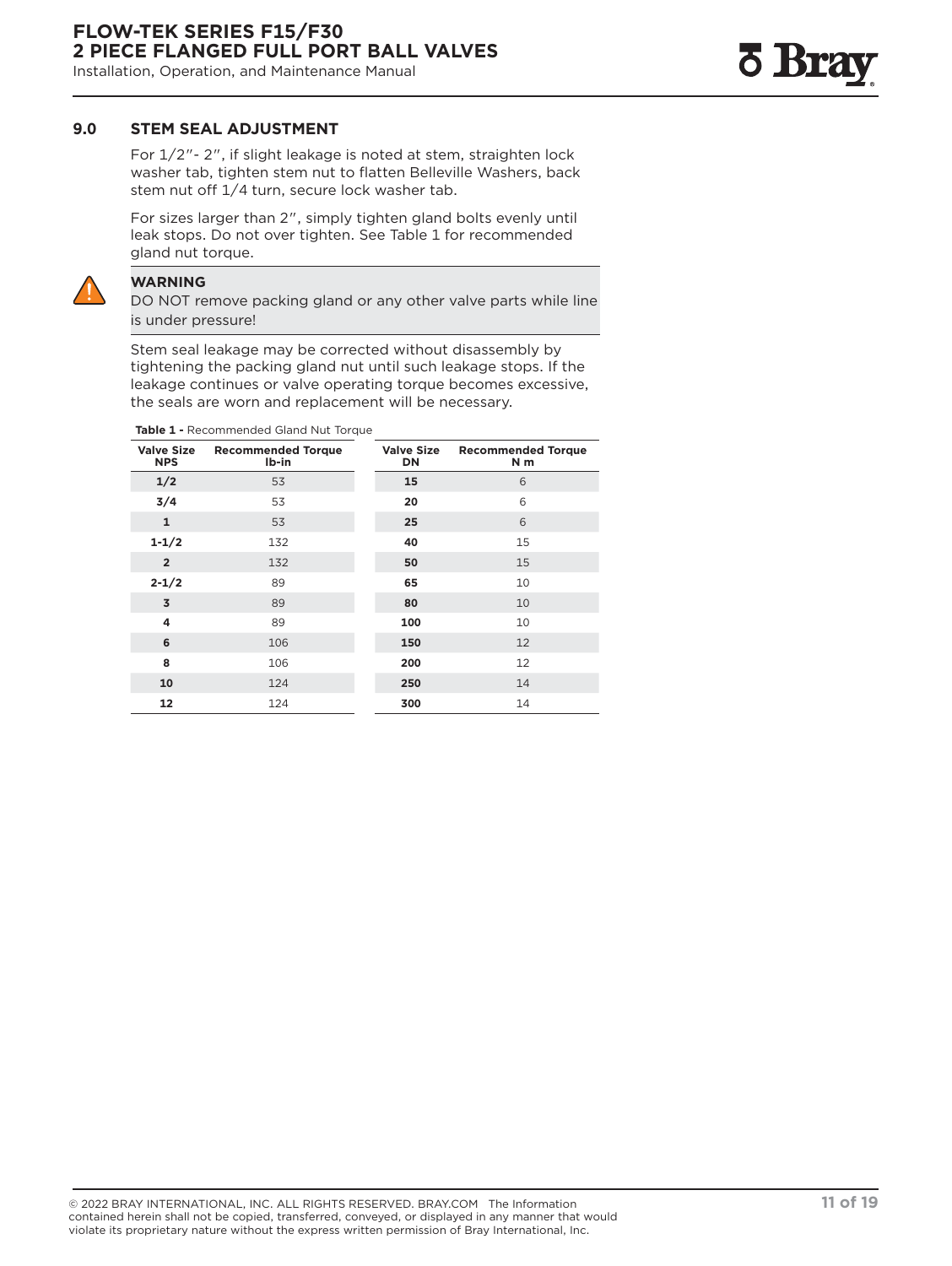## 9.0 STEM SEAL ADJUSTMENT

For 1/2″- 2″, if slight leakage is noted at stem, straighten lock washer tab, tighten stem nut to flatten Belleville Washers, back stem nut off 1/4 turn, secure lock washer tab.

For sizes larger than 2″, simply tighten gland bolts evenly until leak stops. Do not over tighten. See Table 1 for recommended gland nut torque.

**WARNING**
DO NOT remove packing gland or any other valve parts while line is under pressure!

Stem seal leakage may be corrected without disassembly by tightening the packing gland nut until such leakage stops. If the leakage continues or valve operating torque becomes excessive, the seals are worn and replacement will be necessary.

**Table 1 -** Recommended Gland Nut Torque

| Valve Size NPS | Recommended Torque lb-in | Valve Size DN | Recommended Torque N m |
|---|---|---|---|
| 1/2 | 53 | 15 | 6 |
| 3/4 | 53 | 20 | 6 |
| 1 | 53 | 25 | 6 |
| 1-1/2 | 132 | 40 | 15 |
| 2 | 132 | 50 | 15 |
| 2-1/2 | 89 | 65 | 10 |
| 3 | 89 | 80 | 10 |
| 4 | 89 | 100 | 10 |
| 6 | 106 | 150 | 12 |
| 8 | 106 | 200 | 12 |
| 10 | 124 | 250 | 14 |
| 12 | 124 | 300 | 14 |

© 2022 BRAY INTERNATIONAL, INC. ALL RIGHTS RESERVED. BRAY.COM The Information contained herein shall not be copied, transferred, conveyed, or displayed in any manner that would violate its proprietary nature without the express written permission of Bray International, Inc.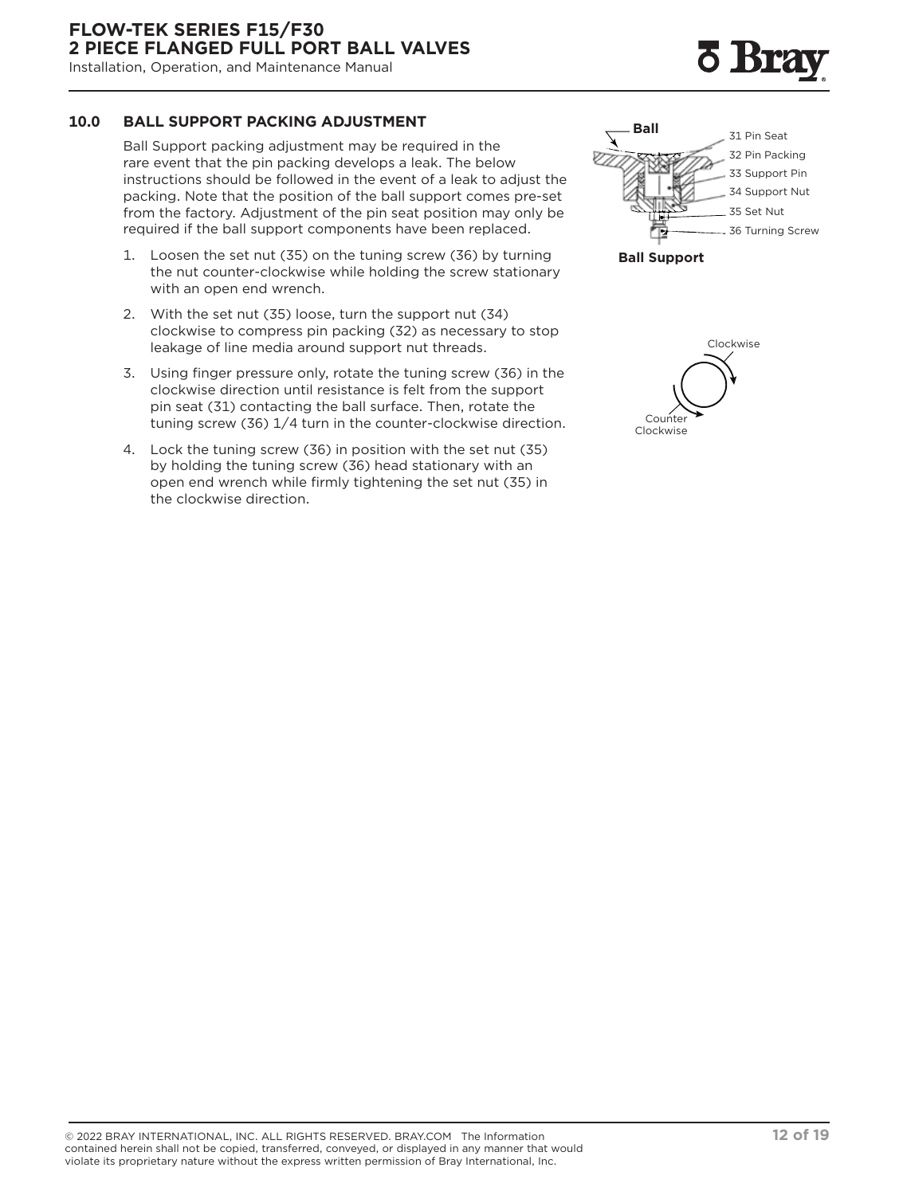## 10.0 BALL SUPPORT PACKING ADJUSTMENT

Ball Support packing adjustment may be required in the rare event that the pin packing develops a leak. The below instructions should be followed in the event of a leak to adjust the packing. Note that the position of the ball support comes pre-set from the factory. Adjustment of the pin seat position may only be required if the ball support components have been replaced.

1. Loosen the set nut (35) on the tuning screw (36) by turning the nut counter-clockwise while holding the screw stationary with an open end wrench.
2. With the set nut (35) loose, turn the support nut (34) clockwise to compress pin packing (32) as necessary to stop leakage of line media around support nut threads.
3. Using finger pressure only, rotate the tuning screw (36) in the clockwise direction until resistance is felt from the support pin seat (31) contacting the ball surface. Then, rotate the tuning screw (36) 1/4 turn in the counter-clockwise direction.
4. Lock the tuning screw (36) in position with the set nut (35) by holding the tuning screw (36) head stationary with an open end wrench while firmly tightening the set nut (35) in the clockwise direction.

Ball

31 Pin Seat
32 Pin Packing
33 Support Pin
34 Support Nut
35 Set Nut
36 Turning Screw

**Ball Support**

Clockwise

Counter Clockwise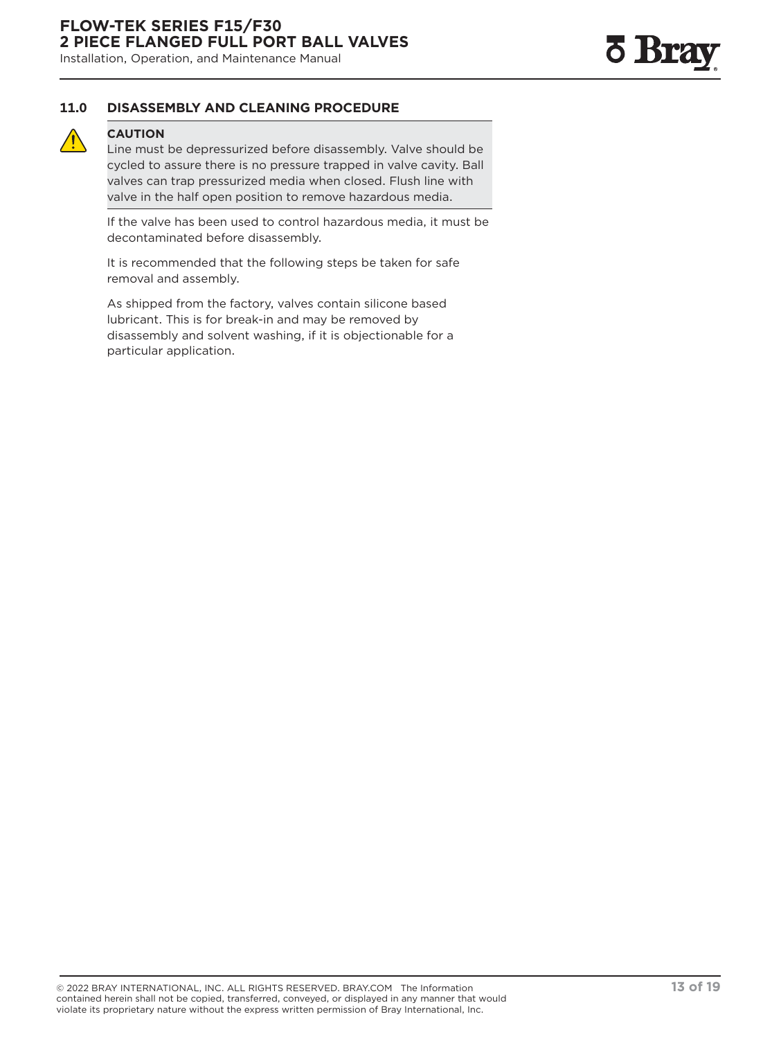## 11.0 DISASSEMBLY AND CLEANING PROCEDURE

**CAUTION**
Line must be depressurized before disassembly. Valve should be cycled to assure there is no pressure trapped in valve cavity. Ball valves can trap pressurized media when closed. Flush line with valve in the half open position to remove hazardous media.

If the valve has been used to control hazardous media, it must be decontaminated before disassembly.

It is recommended that the following steps be taken for safe removal and assembly.

As shipped from the factory, valves contain silicone based lubricant. This is for break-in and may be removed by disassembly and solvent washing, if it is objectionable for a particular application.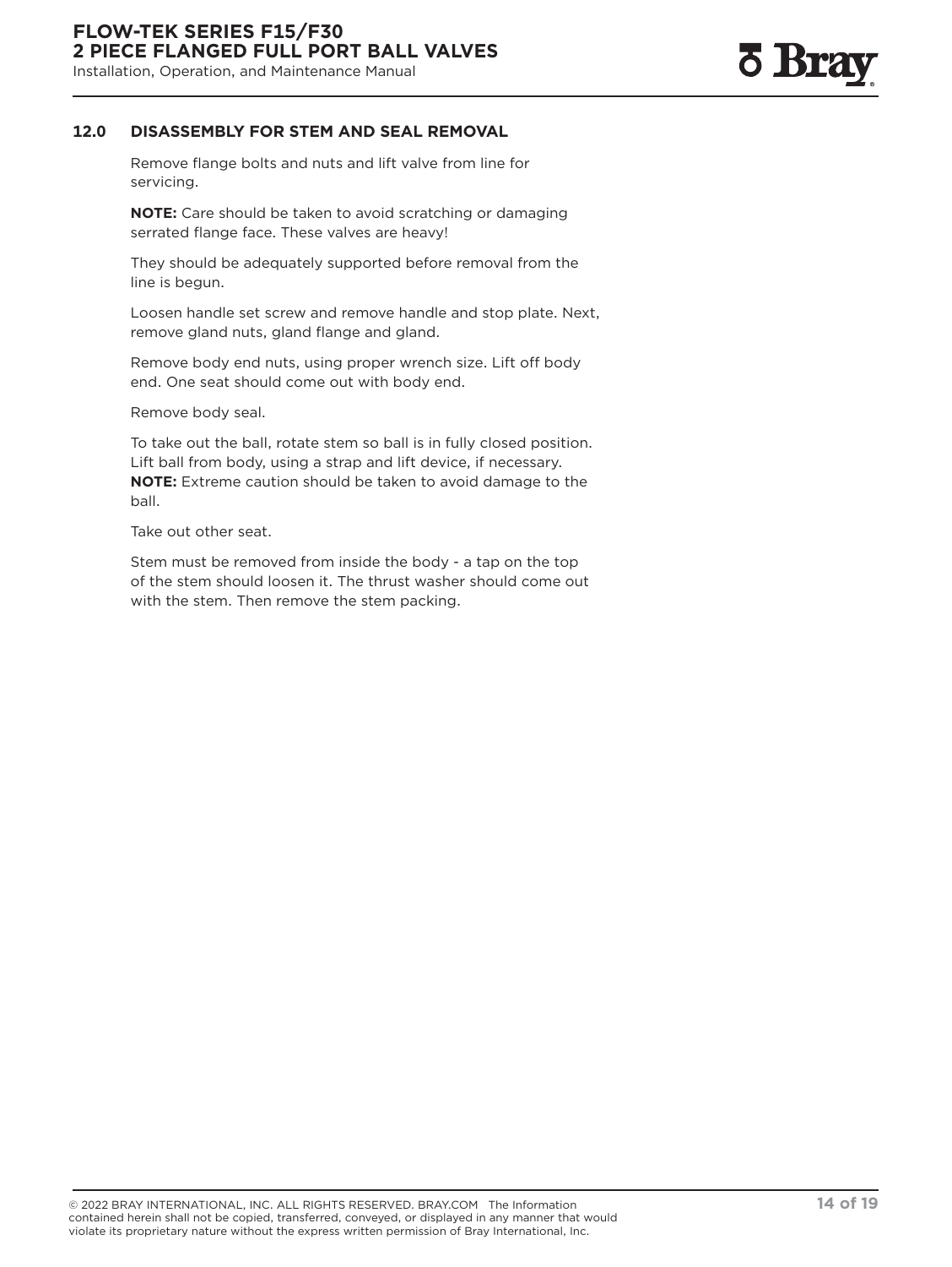## 12.0 DISASSEMBLY FOR STEM AND SEAL REMOVAL

Remove flange bolts and nuts and lift valve from line for servicing.

**NOTE:** Care should be taken to avoid scratching or damaging serrated flange face. These valves are heavy!

They should be adequately supported before removal from the line is begun.

Loosen handle set screw and remove handle and stop plate. Next, remove gland nuts, gland flange and gland.

Remove body end nuts, using proper wrench size. Lift off body end. One seat should come out with body end.

Remove body seal.

To take out the ball, rotate stem so ball is in fully closed position. Lift ball from body, using a strap and lift device, if necessary. **NOTE:** Extreme caution should be taken to avoid damage to the ball.

Take out other seat.

Stem must be removed from inside the body - a tap on the top of the stem should loosen it. The thrust washer should come out with the stem. Then remove the stem packing.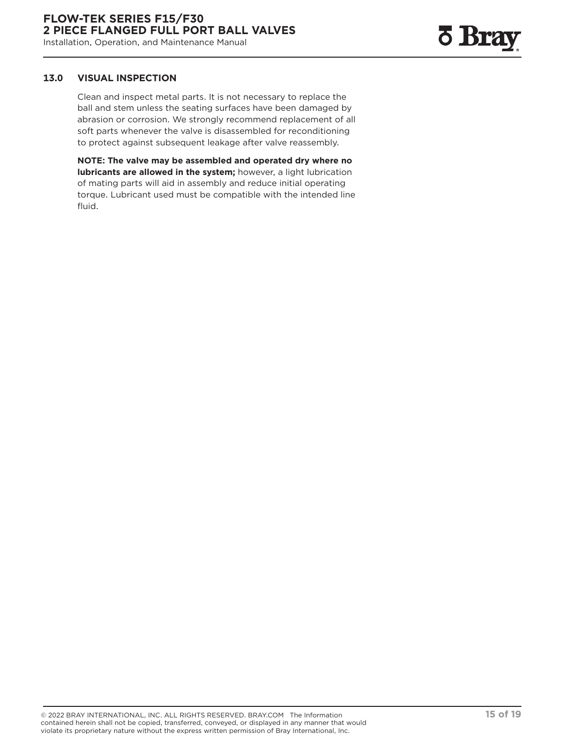## 13.0 VISUAL INSPECTION

Clean and inspect metal parts. It is not necessary to replace the ball and stem unless the seating surfaces have been damaged by abrasion or corrosion. We strongly recommend replacement of all soft parts whenever the valve is disassembled for reconditioning to protect against subsequent leakage after valve reassembly.

**NOTE: The valve may be assembled and operated dry where no lubricants are allowed in the system;** however, a light lubrication of mating parts will aid in assembly and reduce initial operating torque. Lubricant used must be compatible with the intended line fluid.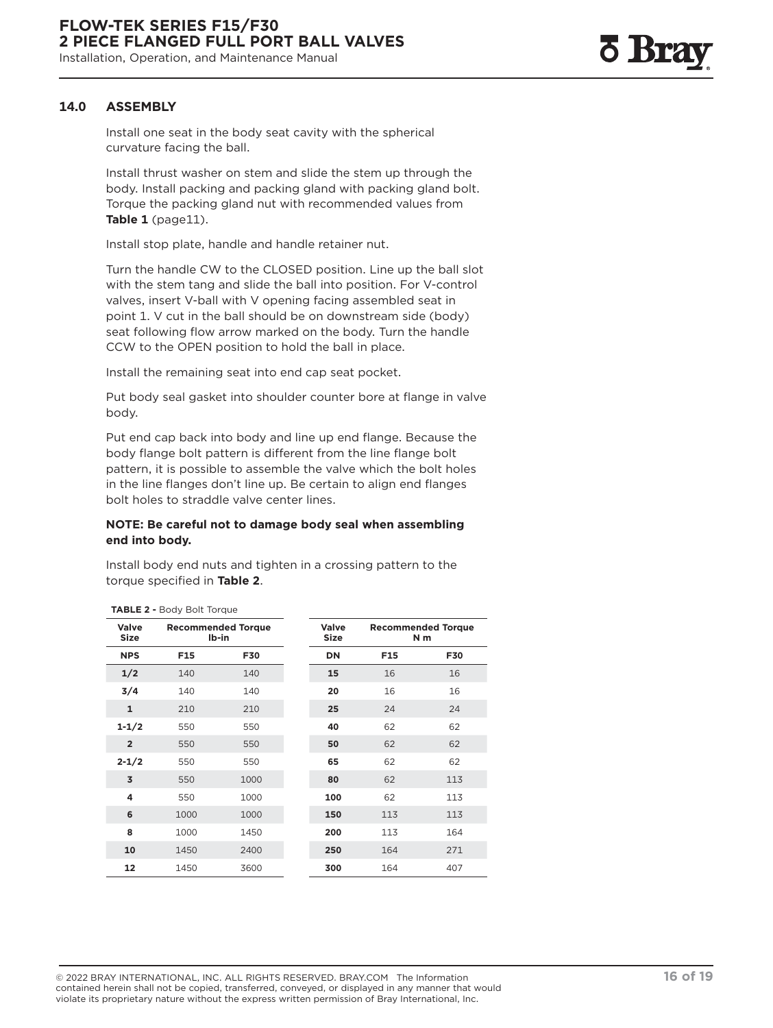## 14.0 ASSEMBLY

Install one seat in the body seat cavity with the spherical curvature facing the ball.

Install thrust washer on stem and slide the stem up through the body. Install packing and packing gland with packing gland bolt. Torque the packing gland nut with recommended values from **Table 1** (page11).

Install stop plate, handle and handle retainer nut.

Turn the handle CW to the CLOSED position. Line up the ball slot with the stem tang and slide the ball into position. For V-control valves, insert V-ball with V opening facing assembled seat in point 1. V cut in the ball should be on downstream side (body) seat following flow arrow marked on the body. Turn the handle CCW to the OPEN position to hold the ball in place.

Install the remaining seat into end cap seat pocket.

Put body seal gasket into shoulder counter bore at flange in valve body.

Put end cap back into body and line up end flange. Because the body flange bolt pattern is different from the line flange bolt pattern, it is possible to assemble the valve which the bolt holes in the line flanges don't line up. Be certain to align end flanges bolt holes to straddle valve center lines.

**NOTE: Be careful not to damage body seal when assembling end into body.**

Install body end nuts and tighten in a crossing pattern to the torque specified in **Table 2**.

**TABLE 2 -** Body Bolt Torque

| Valve Size | Recommended Torque lb-in | |
|---|---|---|
| **NPS** | **F15** | **F30** |
| **1/2** | 140 | 140 |
| **3/4** | 140 | 140 |
| **1** | 210 | 210 |
| **1-1/2** | 550 | 550 |
| **2** | 550 | 550 |
| **2-1/2** | 550 | 550 |
| **3** | 550 | 1000 |
| **4** | 550 | 1000 |
| **6** | 1000 | 1000 |
| **8** | 1000 | 1450 |
| **10** | 1450 | 2400 |
| **12** | 1450 | 3600 |

| Valve Size | Recommended Torque N m | |
|---|---|---|
| **DN** | **F15** | **F30** |
| **15** | 16 | 16 |
| **20** | 16 | 16 |
| **25** | 24 | 24 |
| **40** | 62 | 62 |
| **50** | 62 | 62 |
| **65** | 62 | 62 |
| **80** | 62 | 113 |
| **100** | 62 | 113 |
| **150** | 113 | 113 |
| **200** | 113 | 164 |
| **250** | 164 | 271 |
| **300** | 164 | 407 |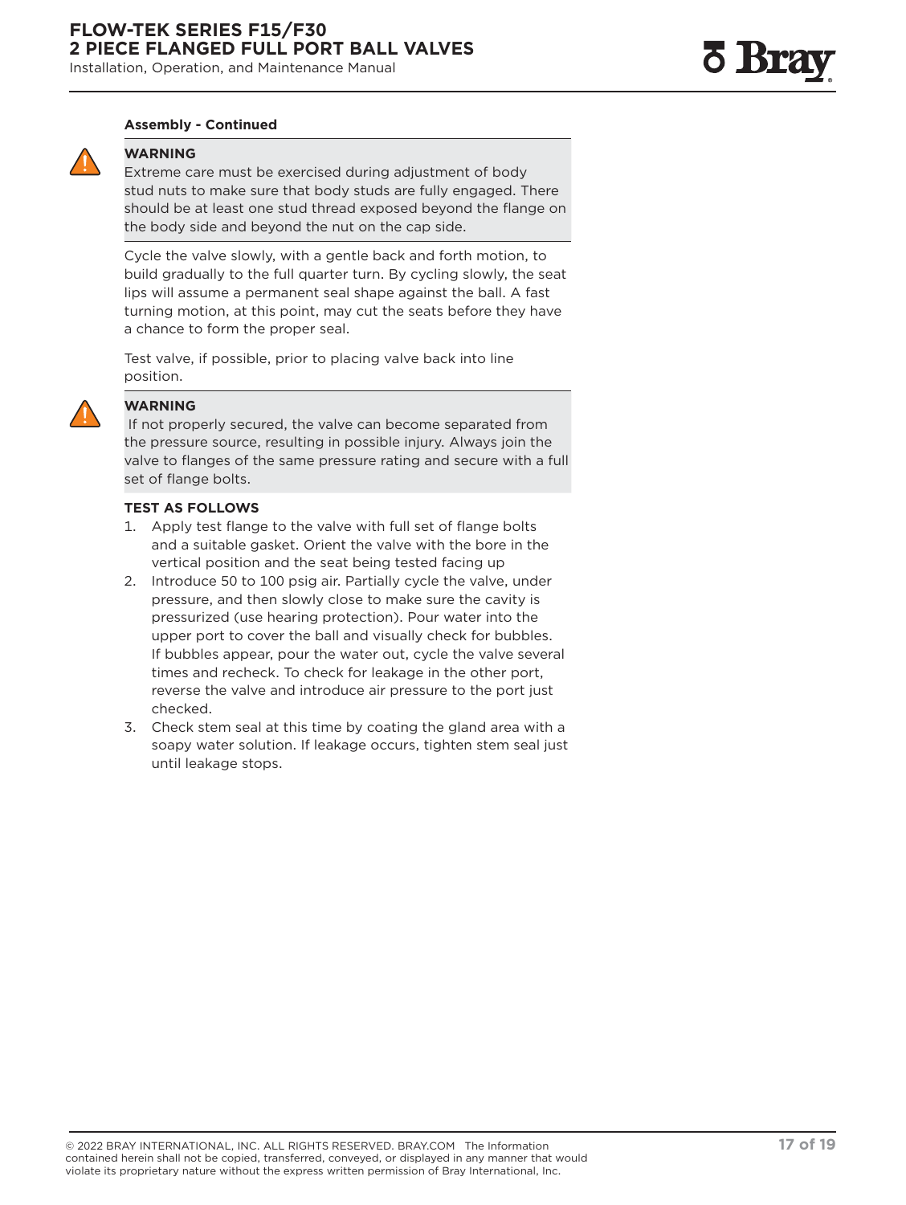**Assembly - Continued**

**WARNING**

Extreme care must be exercised during adjustment of body stud nuts to make sure that body studs are fully engaged. There should be at least one stud thread exposed beyond the flange on the body side and beyond the nut on the cap side.

Cycle the valve slowly, with a gentle back and forth motion, to build gradually to the full quarter turn. By cycling slowly, the seat lips will assume a permanent seal shape against the ball. A fast turning motion, at this point, may cut the seats before they have a chance to form the proper seal.

Test valve, if possible, prior to placing valve back into line position.

**WARNING**

If not properly secured, the valve can become separated from the pressure source, resulting in possible injury. Always join the valve to flanges of the same pressure rating and secure with a full set of flange bolts.

**TEST AS FOLLOWS**

1. Apply test flange to the valve with full set of flange bolts and a suitable gasket. Orient the valve with the bore in the vertical position and the seat being tested facing up
2. Introduce 50 to 100 psig air. Partially cycle the valve, under pressure, and then slowly close to make sure the cavity is pressurized (use hearing protection). Pour water into the upper port to cover the ball and visually check for bubbles. If bubbles appear, pour the water out, cycle the valve several times and recheck. To check for leakage in the other port, reverse the valve and introduce air pressure to the port just checked.
3. Check stem seal at this time by coating the gland area with a soapy water solution. If leakage occurs, tighten stem seal just until leakage stops.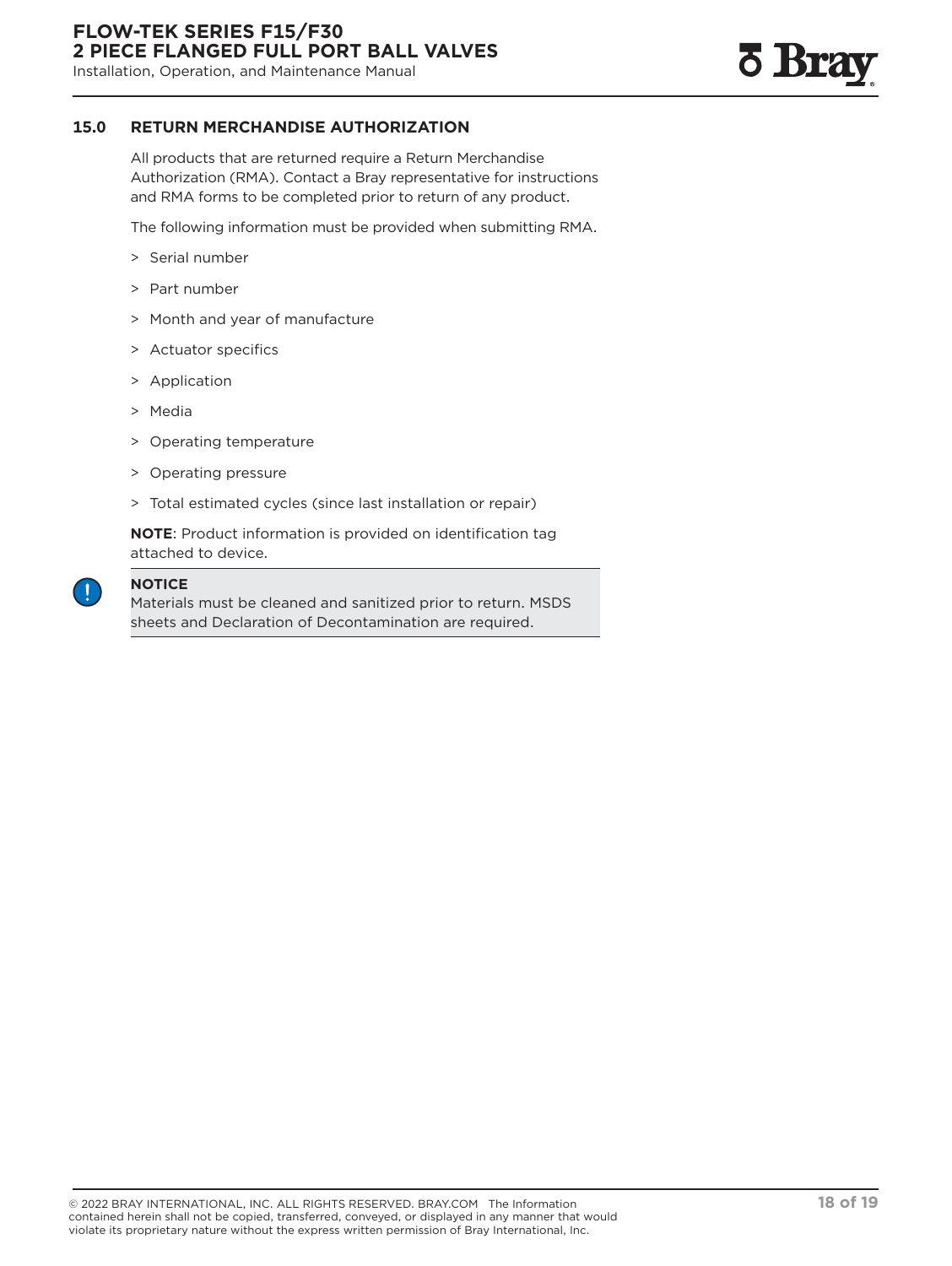## 15.0 RETURN MERCHANDISE AUTHORIZATION

All products that are returned require a Return Merchandise Authorization (RMA). Contact a Bray representative for instructions and RMA forms to be completed prior to return of any product.

The following information must be provided when submitting RMA.

- Serial number
- Part number
- Month and year of manufacture
- Actuator specifics
- Application
- Media
- Operating temperature
- Operating pressure
- Total estimated cycles (since last installation or repair)

**NOTE**: Product information is provided on identification tag attached to device.

> **NOTICE**
> Materials must be cleaned and sanitized prior to return. MSDS sheets and Declaration of Decontamination are required.

© 2022 BRAY INTERNATIONAL, INC. ALL RIGHTS RESERVED. BRAY.COM The Information contained herein shall not be copied, transferred, conveyed, or displayed in any manner that would violate its proprietary nature without the express written permission of Bray International, Inc.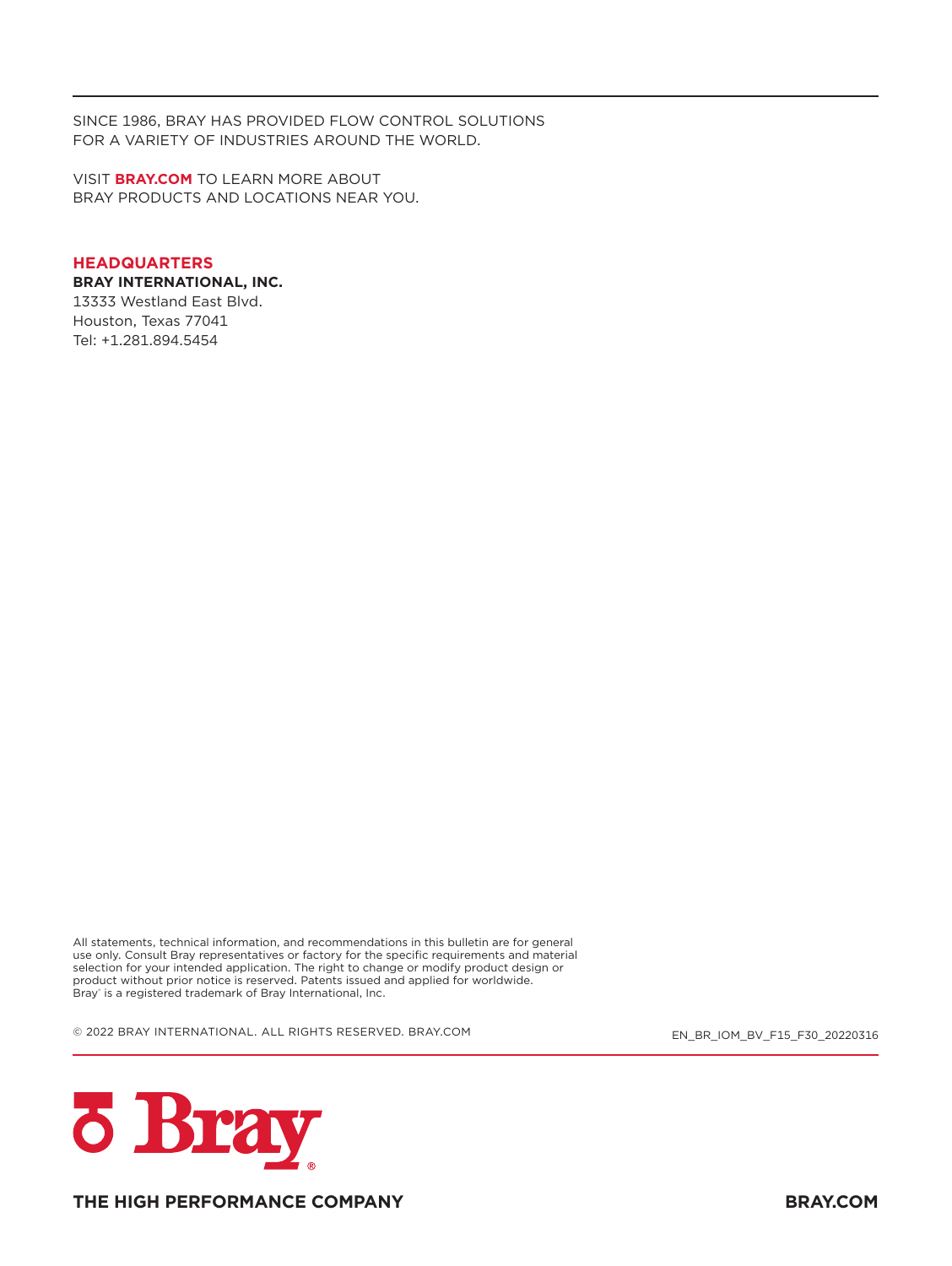SINCE 1986, BRAY HAS PROVIDED FLOW CONTROL SOLUTIONS FOR A VARIETY OF INDUSTRIES AROUND THE WORLD.

VISIT **BRAY.COM** TO LEARN MORE ABOUT BRAY PRODUCTS AND LOCATIONS NEAR YOU.

**HEADQUARTERS**

**BRAY INTERNATIONAL, INC.**
13333 Westland East Blvd.
Houston, Texas 77041
Tel: +1.281.894.5454

All statements, technical information, and recommendations in this bulletin are for general use only. Consult Bray representatives or factory for the specific requirements and material selection for your intended application. The right to change or modify product design or product without prior notice is reserved. Patents issued and applied for worldwide. Bray® is a registered trademark of Bray International, Inc.

© 2022 BRAY INTERNATIONAL. ALL RIGHTS RESERVED. BRAY.COM

EN_BR_IOM_BV_F15_F30_20220316

Bray®

**THE HIGH PERFORMANCE COMPANY**

**BRAY.COM**